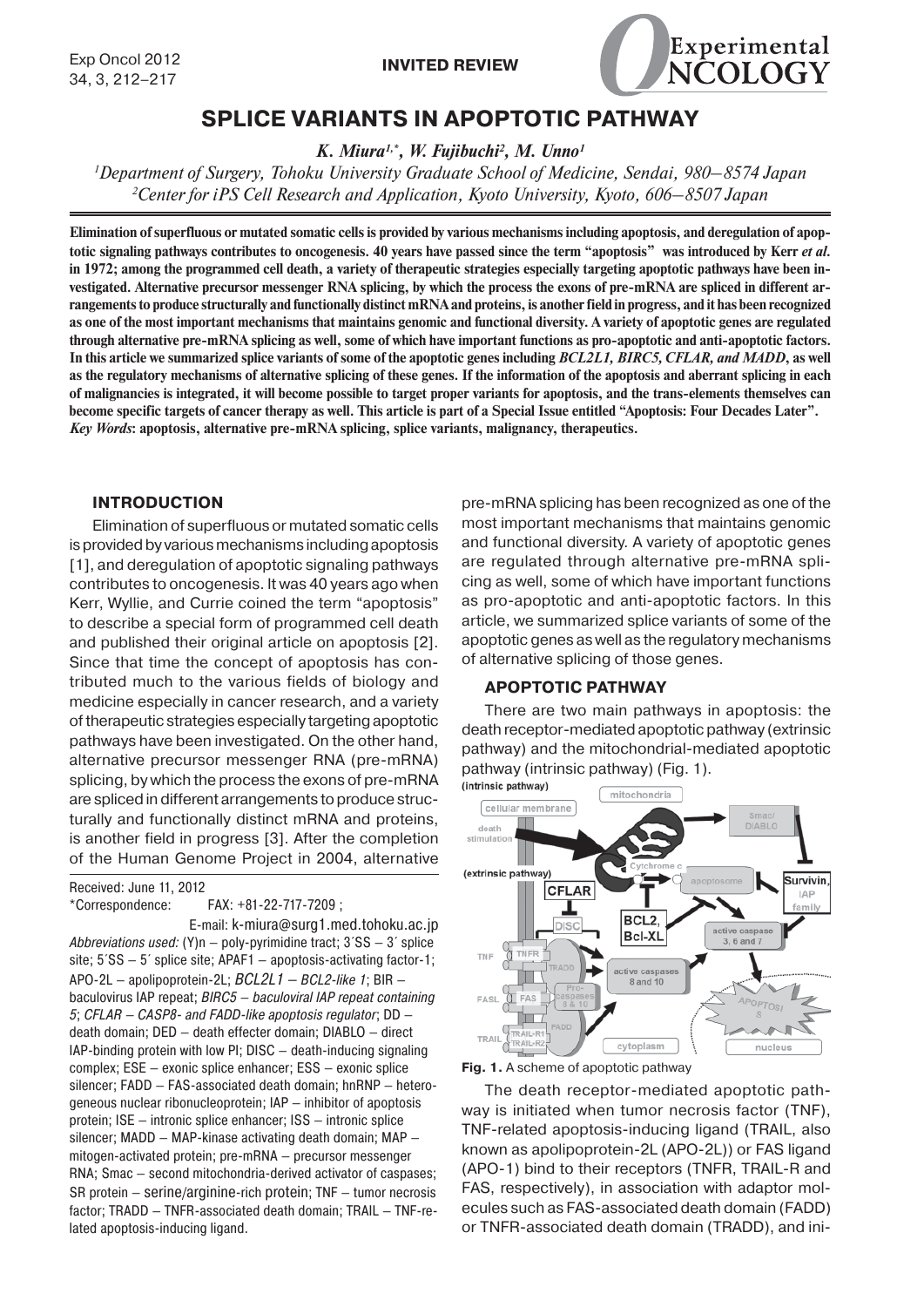INVITED REVIEW

# SPLICE VARIANTS IN APOPTOTIC PATHWAY

*K. Miura[1,*], W. Fujibuchi[2], M. Unno[1]*

[1]Department of Surgery, Tohoku University Graduate School of Medicine, Sendai, 980–8574 Japan
[2]Center for iPS Cell Research and Application, Kyoto University, Kyoto, 606–8507 Japan

**Elimination of superfluous or mutated somatic cells is provided by various mechanisms including apoptosis, and deregulation of apoptotic signaling pathways contributes to oncogenesis. 40 years have passed since the term "apoptosis" was introduced by Kerr *et al.* in 1972; among the programmed cell death, a variety of therapeutic strategies especially targeting apoptotic pathways have been investigated. Alternative precursor messenger RNA splicing, by which the process the exons of pre-mRNA are spliced in different arrangements to produce structurally and functionally distinct mRNA and proteins, is another field in progress, and it has been recognized as one of the most important mechanisms that maintains genomic and functional diversity. A variety of apoptotic genes are regulated through alternative pre-mRNA splicing as well, some of which have important functions as pro-apoptotic and anti-apoptotic factors. In this article we summarized splice variants of some of the apoptotic genes including *BCL2L1, BIRC5, CFLAR, and MADD*, as well as the regulatory mechanisms of alternative splicing of these genes. If the information of the apoptosis and aberrant splicing in each of malignancies is integrated, it will become possible to target proper variants for apoptosis, and the trans-elements themselves can become specific targets of cancer therapy as well. This article is part of a Special Issue entitled "Apoptosis: Four Decades Later".**
***Key Words*: apoptosis, alternative pre-mRNA splicing, splice variants, malignancy, therapeutics.**

## INTRODUCTION

Elimination of superfluous or mutated somatic cells is provided by various mechanisms including apoptosis [1], and deregulation of apoptotic signaling pathways contributes to oncogenesis. It was 40 years ago when Kerr, Wyllie, and Currie coined the term "apoptosis" to describe a special form of programmed cell death and published their original article on apoptosis [2]. Since that time the concept of apoptosis has contributed much to the various fields of biology and medicine especially in cancer research, and a variety of therapeutic strategies especially targeting apoptotic pathways have been investigated. On the other hand, alternative precursor messenger RNA (pre-mRNA) splicing, by which the process the exons of pre-mRNA are spliced in different arrangements to produce structurally and functionally distinct mRNA and proteins, is another field in progress [3]. After the completion of the Human Genome Project in 2004, alternative pre-mRNA splicing has been recognized as one of the most important mechanisms that maintains genomic and functional diversity. A variety of apoptotic genes are regulated through alternative pre-mRNA splicing as well, some of which have important functions as pro-apoptotic and anti-apoptotic factors. In this article, we summarized splice variants of some of the apoptotic genes as well as the regulatory mechanisms of alternative splicing of those genes.

## APOPTOTIC PATHWAY

There are two main pathways in apoptosis: the death receptor-mediated apoptotic pathway (extrinsic pathway) and the mitochondrial-mediated apoptotic pathway (intrinsic pathway) (Fig. 1).

**Fig. 1.** A scheme of apoptotic pathway

The death receptor-mediated apoptotic pathway is initiated when tumor necrosis factor (TNF), TNF-related apoptosis-inducing ligand (TRAIL, also known as apolipoprotein-2L (APO-2L)) or FAS ligand (APO-1) bind to their receptors (TNFR, TRAIL-R and FAS, respectively), in association with adaptor molecules such as FAS-associated death domain (FADD) or TNFR-associated death domain (TRADD), and ini-

Received: June 11, 2012
*Correspondence: FAX: +81-22-717-7209 ;
E-mail: k-miura@surg1.med.tohoku.ac.jp
*Abbreviations used:* (Y)n – poly-pyrimidine tract; 3´SS – 3´ splice site; 5´SS – 5´ splice site; APAF1 – apoptosis-activating factor-1; APO-2L – apolipoprotein-2L; *BCL2L1 – BCL2-like 1*; BIR – baculovirus IAP repeat; *BIRC5 – baculoviral IAP repeat containing 5*; *CFLAR – CASP8- and FADD-like apoptosis regulator*; DD – death domain; DED – death effecter domain; DIABLO – direct IAP-binding protein with low PI; DISC – death-inducing signaling complex; ESE – exonic splice enhancer; ESS – exonic splice silencer; FADD – FAS-associated death domain; hnRNP – heterogeneous nuclear ribonucleoprotein; IAP – inhibitor of apoptosis protein; ISE – intronic splice enhancer; ISS – intronic splice silencer; MADD – MAP-kinase activating death domain; MAP – mitogen-activated protein; pre-mRNA – precursor messenger RNA; Smac – second mitochondria-derived activator of caspases; SR protein – serine/arginine-rich protein; TNF – tumor necrosis factor; TRADD – TNFR-associated death domain; TRAIL – TNF-related apoptosis-inducing ligand.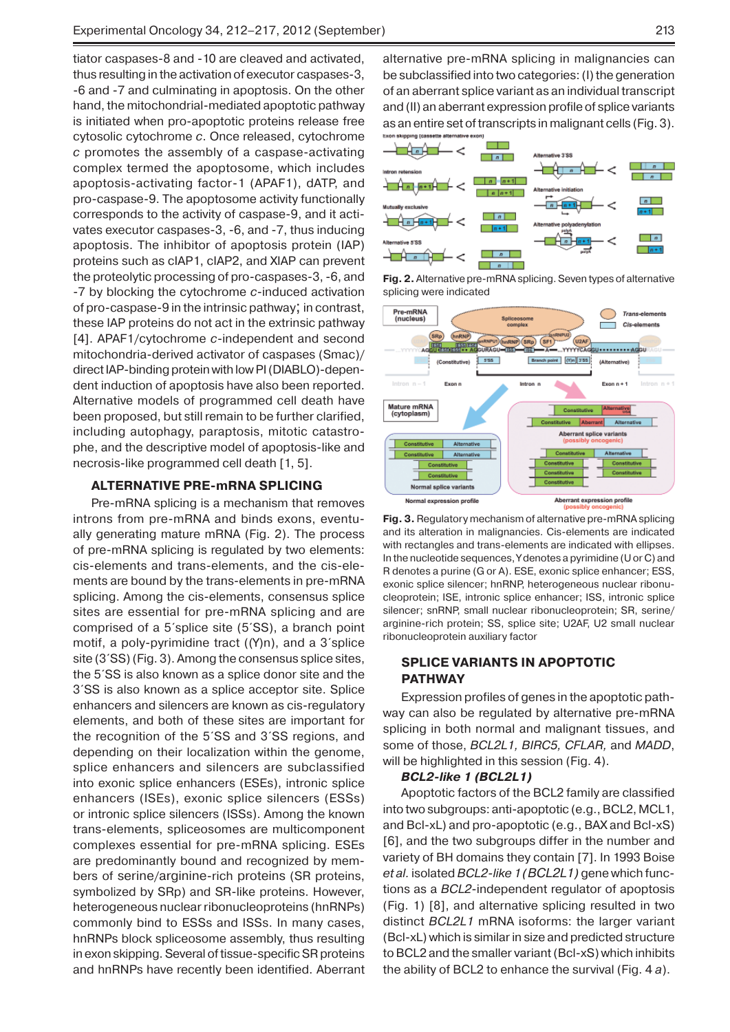tiator caspases-8 and -10 are cleaved and activated, thus resulting in the activation of executor caspases-3, -6 and -7 and culminating in apoptosis. On the other hand, the mitochondrial-mediated apoptotic pathway is initiated when pro-apoptotic proteins release free cytosolic cytochrome *c*. Once released, cytochrome *c* promotes the assembly of a caspase-activating complex termed the apoptosome, which includes apoptosis-activating factor-1 (APAF1), dATP, and pro-caspase-9. The apoptosome activity functionally corresponds to the activity of caspase-9, and it activates executor caspases-3, -6, and -7, thus inducing apoptosis. The inhibitor of apoptosis protein (IAP) proteins such as cIAP1, cIAP2, and XIAP can prevent the proteolytic processing of pro-caspases-3, -6, and -7 by blocking the cytochrome *c*-induced activation of pro-caspase-9 in the intrinsic pathway; in contrast, these IAP proteins do not act in the extrinsic pathway [4]. APAF1/cytochrome *c*-independent and second mitochondria-derived activator of caspases (Smac)/direct IAP-binding protein with low PI (DIABLO)-dependent induction of apoptosis have also been reported. Alternative models of programmed cell death have been proposed, but still remain to be further clarified, including autophagy, paraptosis, mitotic catastrophe, and the descriptive model of apoptosis-like and necrosis-like programmed cell death [1, 5].

## ALTERNATIVE PRE-mRNA SPLICING

Pre-mRNA splicing is a mechanism that removes introns from pre-mRNA and binds exons, eventually generating mature mRNA (Fig. 2). The process of pre-mRNA splicing is regulated by two elements: cis-elements and trans-elements, and the cis-elements are bound by the trans-elements in pre-mRNA splicing. Among the cis-elements, consensus splice sites are essential for pre-mRNA splicing and are comprised of a 5´splice site (5´SS), a branch point motif, a poly-pyrimidine tract ((Y)n), and a 3´splice site (3´SS) (Fig. 3). Among the consensus splice sites, the 5´SS is also known as a splice donor site and the 3´SS is also known as a splice acceptor site. Splice enhancers and silencers are known as cis-regulatory elements, and both of these sites are important for the recognition of the 5´SS and 3´SS regions, and depending on their localization within the genome, splice enhancers and silencers are subclassified into exonic splice enhancers (ESEs), intronic splice enhancers (ISEs), exonic splice silencers (ESSs) or intronic splice silencers (ISSs). Among the known trans-elements, spliceosomes are multicomponent complexes essential for pre-mRNA splicing. ESEs are predominantly bound and recognized by members of serine/arginine-rich proteins (SR proteins, symbolized by SRp) and SR-like proteins. However, heterogeneous nuclear ribonucleoproteins (hnRNPs) commonly bind to ESSs and ISSs. In many cases, hnRNPs block spliceosome assembly, thus resulting in exon skipping. Several of tissue-specific SR proteins and hnRNPs have recently been identified. Aberrant alternative pre-mRNA splicing in malignancies can be subclassified into two categories: (I) the generation of an aberrant splice variant as an individual transcript and (II) an aberrant expression profile of splice variants as an entire set of transcripts in malignant cells (Fig. 3).

**Fig. 2.** Alternative pre-mRNA splicing. Seven types of alternative splicing were indicated

**Fig. 3.** Regulatory mechanism of alternative pre-mRNA splicing and its alteration in malignancies. Cis-elements are indicated with rectangles and trans-elements are indicated with ellipses. In the nucleotide sequences, Y denotes a pyrimidine (U or C) and R denotes a purine (G or A). ESE, exonic splice enhancer; ESS, exonic splice silencer; hnRNP, heterogeneous nuclear ribonucleoprotein; ISE, intronic splice enhancer; ISS, intronic splice silencer; snRNP, small nuclear ribonucleoprotein; SR, serine/arginine-rich protein; SS, splice site; U2AF, U2 small nuclear ribonucleoprotein auxiliary factor

## SPLICE VARIANTS IN APOPTOTIC PATHWAY

Expression profiles of genes in the apoptotic pathway can also be regulated by alternative pre-mRNA splicing in both normal and malignant tissues, and some of those, *BCL2L1, BIRC5, CFLAR,* and *MADD*, will be highlighted in this session (Fig. 4).

### *BCL2-like 1 (BCL2L1)*

Apoptotic factors of the BCL2 family are classified into two subgroups: anti-apoptotic (e.g., BCL2, MCL1, and Bcl-xL) and pro-apoptotic (e.g., BAX and Bcl-xS) [6], and the two subgroups differ in the number and variety of BH domains they contain [7]. In 1993 Boise *et al.* isolated *BCL2-like 1 (BCL2L1)* gene which functions as a *BCL2*-independent regulator of apoptosis (Fig. 1) [8], and alternative splicing resulted in two distinct *BCL2L1* mRNA isoforms: the larger variant (Bcl-xL) which is similar in size and predicted structure to BCL2 and the smaller variant (Bcl-xS) which inhibits the ability of BCL2 to enhance the survival (Fig. 4 *a*).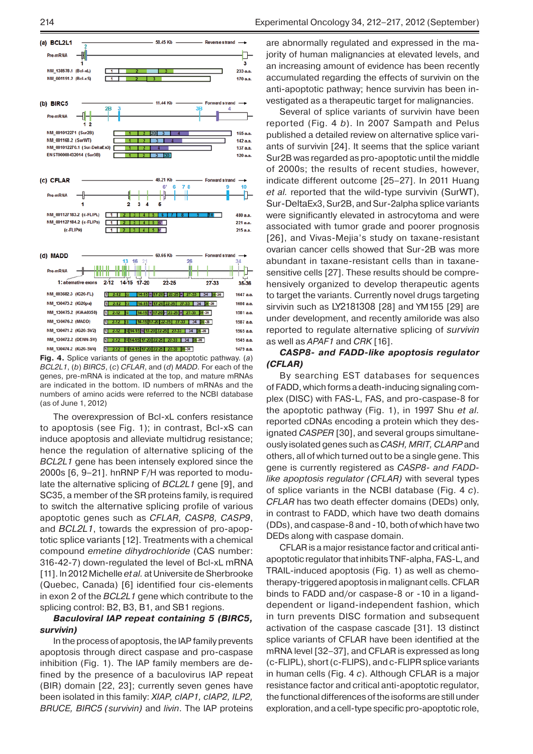Fig. 4. Splice variants of genes in the apoptotic pathway. (*a*) *BCL2L1*, (*b*) *BIRC5*, (*c*) *CFLAR*, and (*d*) *MADD*. For each of the genes, pre-mRNA is indicated at the top, and mature mRNAs are indicated in the bottom. ID numbers of mRNAs and the numbers of amino acids were referred to the NCBI database (as of June 1, 2012)

The overexpression of Bcl-xL confers resistance to apoptosis (see Fig. 1); in contrast, Bcl-xS can induce apoptosis and alleviate multidrug resistance; hence the regulation of alternative splicing of the *BCL2L1* gene has been intensely explored since the 2000s [6, 9–21]. hnRNP F/H was reported to modulate the alternative splicing of *BCL2L1* gene [9], and SC35, a member of the SR proteins family, is required to switch the alternative splicing profile of various apoptotic genes such as *CFLAR*, *CASP8*, *CASP9*, and *BCL2L1*, towards the expression of pro-apoptotic splice variants [12]. Treatments with a chemical compound *emetine dihydrochloride* (CAS number: 316-42-7) down-regulated the level of Bcl-xL mRNA [11]. In 2012 Michelle *et al.* at Universite de Sherbrooke (Quebec, Canada) [6] identified four cis-elements in exon 2 of the *BCL2L1* gene which contribute to the splicing control: B2, B3, B1, and SB1 regions.

***Baculoviral IAP repeat containing 5 (BIRC5, survivin)***

In the process of apoptosis, the IAP family prevents apoptosis through direct caspase and pro-caspase inhibition (Fig. 1). The IAP family members are defined by the presence of a baculovirus IAP repeat (BIR) domain [22, 23]; currently seven genes have been isolated in this family: *XIAP, cIAP1, cIAP2, ILP2, BRUCE, BIRC5 (survivin)* and *livin*. The IAP proteins are abnormally regulated and expressed in the majority of human malignancies at elevated levels, and an increasing amount of evidence has been recently accumulated regarding the effects of survivin on the anti-apoptotic pathway; hence survivin has been investigated as a therapeutic target for malignancies.

Several of splice variants of survivin have been reported (Fig. 4 *b*). In 2007 Sampath and Pelus published a detailed review on alternative splice variants of survivin [24]. It seems that the splice variant Sur2B was regarded as pro-apoptotic until the middle of 2000s; the results of recent studies, however, indicate different outcome [25–27]. In 2011 Huang *et al.* reported that the wild-type survivin (SurWT), Sur-DeltaEx3, Sur2B, and Sur-2alpha splice variants were significantly elevated in astrocytoma and were associated with tumor grade and poorer prognosis [26], and Vivas-Mejia's study on taxane-resistant ovarian cancer cells showed that Sur-2B was more abundant in taxane-resistant cells than in taxane-sensitive cells [27]. These results should be comprehensively organized to develop therapeutic agents to target the variants. Currently novel drugs targeting sirvivin such as LY2181308 [28] and YM155 [29] are under development, and amiloride was also reported to regulate alternative splicing of *survivin* as well as *APAF1* and *CRK* [16].

***CASP8- and FADD-like apoptosis regulator (CFLAR)***

By searching EST databases for sequences of FADD, which forms a death-inducing signaling complex (DISC) with FAS-L, FAS, and pro-caspase-8 for the apoptotic pathway (Fig. 1), in 1997 Shu *et al.* reported cDNAs encoding a protein which they designated *CASPER* [30], and several groups simultaneously isolated genes such as *CASH, MRIT, CLARP* and others, all of which turned out to be a single gene. This gene is currently registered as *CASP8- and FADD-like apoptosis regulator (CFLAR)* with several types of splice variants in the NCBI database (Fig. 4 *c*). *CFLAR* has two death effecter domains (DEDs) only, in contrast to FADD, which have two death domains (DDs), and caspase-8 and -10, both of which have two DEDs along with caspase domain.

CFLAR is a major resistance factor and critical anti-apoptotic regulator that inhibits TNF-alpha, FAS-L, and TRAIL-induced apoptosis (Fig. 1) as well as chemotherapy-triggered apoptosis in malignant cells. CFLAR binds to FADD and/or caspase-8 or -10 in a ligand-dependent or ligand-independent fashion, which in turn prevents DISC formation and subsequent activation of the caspase cascade [31]. 13 distinct splice variants of CFLAR have been identified at the mRNA level [32–37], and CFLAR is expressed as long (c-FLIPL), short (c-FLIPS), and c-FLIPR splice variants in human cells (Fig. 4 *c*). Although CFLAR is a major resistance factor and critical anti-apoptotic regulator, the functional differences of the isoforms are still under exploration, and a cell-type specific pro-apoptotic role,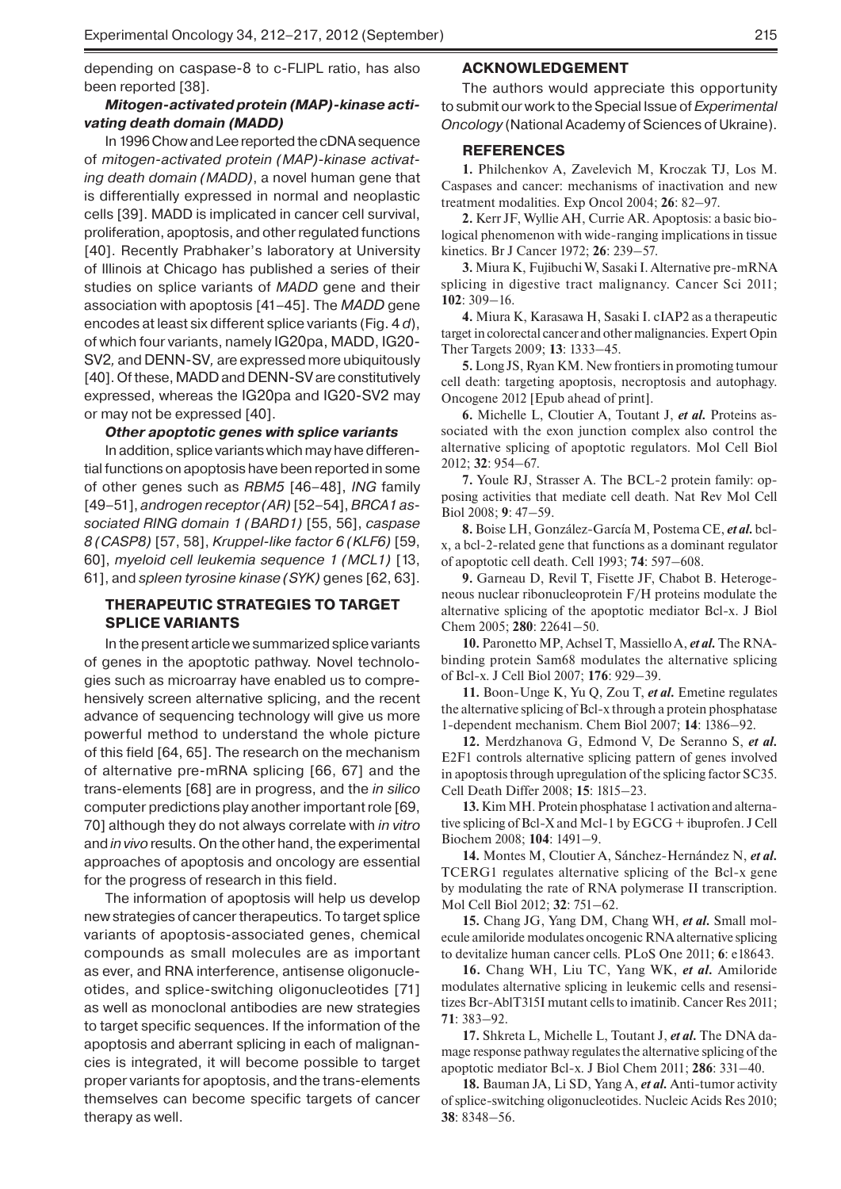depending on caspase-8 to c-FLIPL ratio, has also been reported [38].

***Mitogen-activated protein (MAP)-kinase activating death domain (MADD)***

In 1996 Chow and Lee reported the cDNA sequence of *mitogen-activated protein (MAP)-kinase activating death domain (MADD)*, a novel human gene that is differentially expressed in normal and neoplastic cells [39]. MADD is implicated in cancer cell survival, proliferation, apoptosis, and other regulated functions [40]. Recently Prabhaker's laboratory at University of Illinois at Chicago has published a series of their studies on splice variants of *MADD* gene and their association with apoptosis [41–45]. The *MADD* gene encodes at least six different splice variants (Fig. 4 *d*), of which four variants, namely IG20pa, MADD, IG20-SV2, and DENN-SV, are expressed more ubiquitously [40]. Of these, MADD and DENN-SV are constitutively expressed, whereas the IG20pa and IG20-SV2 may or may not be expressed [40].

***Other apoptotic genes with splice variants***

In addition, splice variants which may have differential functions on apoptosis have been reported in some of other genes such as *RBM5* [46–48], *ING* family [49–51], *androgen receptor (AR)* [52–54], *BRCA1 associated RING domain 1 (BARD1)* [55, 56], *caspase 8 (CASP8)* [57, 58], *Kruppel-like factor 6 (KLF6)* [59, 60], *myeloid cell leukemia sequence 1 (MCL1)* [13, 61], and *spleen tyrosine kinase (SYK)* genes [62, 63].

## THERAPEUTIC STRATEGIES TO TARGET SPLICE VARIANTS

In the present article we summarized splice variants of genes in the apoptotic pathway. Novel technologies such as microarray have enabled us to comprehensively screen alternative splicing, and the recent advance of sequencing technology will give us more powerful method to understand the whole picture of this field [64, 65]. The research on the mechanism of alternative pre-mRNA splicing [66, 67] and the trans-elements [68] are in progress, and the *in silico* computer predictions play another important role [69, 70] although they do not always correlate with *in vitro* and *in vivo* results. On the other hand, the experimental approaches of apoptosis and oncology are essential for the progress of research in this field.

The information of apoptosis will help us develop new strategies of cancer therapeutics. To target splice variants of apoptosis-associated genes, chemical compounds as small molecules are as important as ever, and RNA interference, antisense oligonucleotides, and splice-switching oligonucleotides [71] as well as monoclonal antibodies are new strategies to target specific sequences. If the information of the apoptosis and aberrant splicing in each of malignancies is integrated, it will become possible to target proper variants for apoptosis, and the trans-elements themselves can become specific targets of cancer therapy as well.

## ACKNOWLEDGEMENT

The authors would appreciate this opportunity to submit our work to the Special Issue of *Experimental Oncology* (National Academy of Sciences of Ukraine).

## REFERENCES

**1.** Philchenkov A, Zavelevich M, Kroczak TJ, Los M. Caspases and cancer: mechanisms of inactivation and new treatment modalities. Exp Oncol 2004; **26**: 82–97.

**2.** Kerr JF, Wyllie AH, Currie AR. Apoptosis: a basic biological phenomenon with wide-ranging implications in tissue kinetics. Br J Cancer 1972; **26**: 239–57.

**3.** Miura K, Fujibuchi W, Sasaki I. Alternative pre-mRNA splicing in digestive tract malignancy. Cancer Sci 2011; **102**: 309–16.

**4.** Miura K, Karasawa H, Sasaki I. cIAP2 as a therapeutic target in colorectal cancer and other malignancies. Expert Opin Ther Targets 2009; **13**: 1333–45.

**5.** Long JS, Ryan KM. New frontiers in promoting tumour cell death: targeting apoptosis, necroptosis and autophagy. Oncogene 2012 [Epub ahead of print].

**6.** Michelle L, Cloutier A, Toutant J, ***et al.*** Proteins associated with the exon junction complex also control the alternative splicing of apoptotic regulators. Mol Cell Biol 2012; **32**: 954–67.

**7.** Youle RJ, Strasser A. The BCL-2 protein family: opposing activities that mediate cell death. Nat Rev Mol Cell Biol 2008; **9**: 47–59.

**8.** Boise LH, González-García M, Postema CE, ***et al.*** bcl-x, a bcl-2-related gene that functions as a dominant regulator of apoptotic cell death. Cell 1993; **74**: 597–608.

**9.** Garneau D, Revil T, Fisette JF, Chabot B. Heterogeneous nuclear ribonucleoprotein F/H proteins modulate the alternative splicing of the apoptotic mediator Bcl-x. J Biol Chem 2005; **280**: 22641–50.

**10.** Paronetto MP, Achsel T, Massiello A, ***et al.*** The RNA-binding protein Sam68 modulates the alternative splicing of Bcl-x. J Cell Biol 2007; **176**: 929–39.

**11.** Boon-Unge K, Yu Q, Zou T, ***et al.*** Emetine regulates the alternative splicing of Bcl-x through a protein phosphatase 1-dependent mechanism. Chem Biol 2007; **14**: 1386–92.

**12.** Merdzhanova G, Edmond V, De Seranno S, ***et al.*** E2F1 controls alternative splicing pattern of genes involved in apoptosis through upregulation of the splicing factor SC35. Cell Death Differ 2008; **15**: 1815–23.

**13.** Kim MH. Protein phosphatase 1 activation and alternative splicing of Bcl-X and Mcl-1 by EGCG + ibuprofen. J Cell Biochem 2008; **104**: 1491–9.

**14.** Montes M, Cloutier A, Sánchez-Hernández N, ***et al.*** TCERG1 regulates alternative splicing of the Bcl-x gene by modulating the rate of RNA polymerase II transcription. Mol Cell Biol 2012; **32**: 751–62.

**15.** Chang JG, Yang DM, Chang WH, ***et al.*** Small molecule amiloride modulates oncogenic RNA alternative splicing to devitalize human cancer cells. PLoS One 2011; **6**: e18643.

**16.** Chang WH, Liu TC, Yang WK, ***et al.*** Amiloride modulates alternative splicing in leukemic cells and resensitizes Bcr-AblT315I mutant cells to imatinib. Cancer Res 2011; **71**: 383–92.

**17.** Shkreta L, Michelle L, Toutant J, ***et al.*** The DNA damage response pathway regulates the alternative splicing of the apoptotic mediator Bcl-x. J Biol Chem 2011; **286**: 331–40.

**18.** Bauman JA, Li SD, Yang A, ***et al.*** Anti-tumor activity of splice-switching oligonucleotides. Nucleic Acids Res 2010; **38**: 8348–56.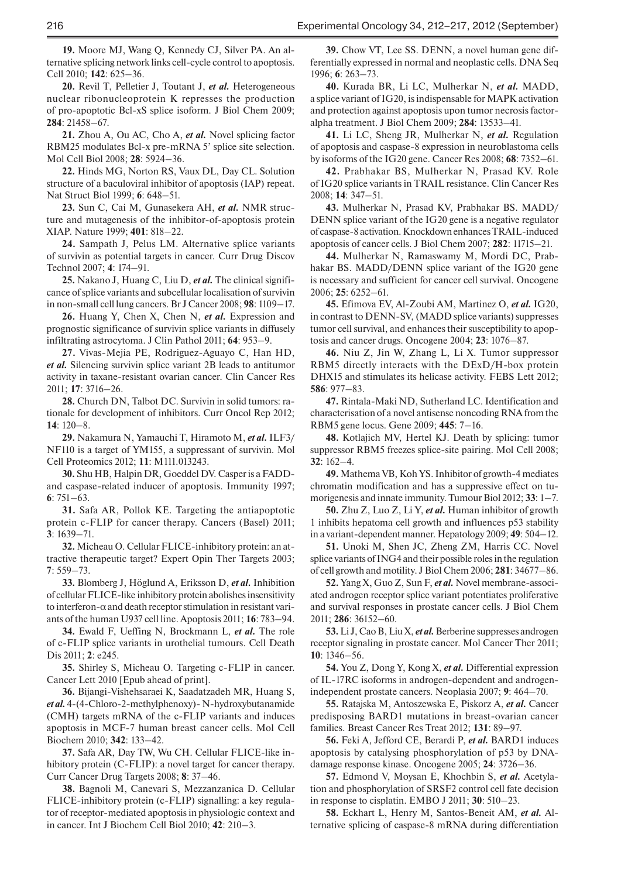**19.** Moore MJ, Wang Q, Kennedy CJ, Silver PA. An alternative splicing network links cell-cycle control to apoptosis. Cell 2010; **142**: 625–36.

**20.** Revil T, Pelletier J, Toutant J, *et al.* Heterogeneous nuclear ribonucleoprotein K represses the production of pro-apoptotic Bcl-xS splice isoform. J Biol Chem 2009; **284**: 21458–67.

**21.** Zhou A, Ou AC, Cho A, *et al.* Novel splicing factor RBM25 modulates Bcl-x pre-mRNA 5' splice site selection. Mol Cell Biol 2008; **28**: 5924–36.

**22.** Hinds MG, Norton RS, Vaux DL, Day CL. Solution structure of a baculoviral inhibitor of apoptosis (IAP) repeat. Nat Struct Biol 1999; **6**: 648–51.

**23.** Sun C, Cai M, Gunasekera AH, *et al.* NMR structure and mutagenesis of the inhibitor-of-apoptosis protein XIAP. Nature 1999; **401**: 818–22.

**24.** Sampath J, Pelus LM. Alternative splice variants of survivin as potential targets in cancer. Curr Drug Discov Technol 2007; **4**: 174–91.

**25.** Nakano J, Huang C, Liu D, *et al.* The clinical significance of splice variants and subcellular localisation of survivin in non-small cell lung cancers. Br J Cancer 2008; **98**: 1109–17.

**26.** Huang Y, Chen X, Chen N, *et al.* Expression and prognostic significance of survivin splice variants in diffusely infiltrating astrocytoma. J Clin Pathol 2011; **64**: 953–9.

**27.** Vivas-Mejia PE, Rodriguez-Aguayo C, Han HD, *et al.* Silencing survivin splice variant 2B leads to antitumor activity in taxane-resistant ovarian cancer. Clin Cancer Res 2011; **17**: 3716–26.

**28.** Church DN, Talbot DC. Survivin in solid tumors: rationale for development of inhibitors. Curr Oncol Rep 2012; **14**: 120–8.

**29.** Nakamura N, Yamauchi T, Hiramoto M, *et al.* ILF3/NF110 is a target of YM155, a suppressant of survivin. Mol Cell Proteomics 2012; **11**: M111.013243.

**30.** Shu HB, Halpin DR, Goeddel DV. Casper is a FADD- and caspase-related inducer of apoptosis. Immunity 1997; **6**: 751–63.

**31.** Safa AR, Pollok KE. Targeting the antiapoptotic protein c-FLIP for cancer therapy. Cancers (Basel) 2011; **3**: 1639–71.

**32.** Micheau O. Cellular FLICE-inhibitory protein: an attractive therapeutic target? Expert Opin Ther Targets 2003; **7**: 559–73.

**33.** Blomberg J, Höglund A, Eriksson D, *et al.* Inhibition of cellular FLICE-like inhibitory protein abolishes insensitivity to interferon-α and death receptor stimulation in resistant variants of the human U937 cell line. Apoptosis 2011; **16**: 783–94.

**34.** Ewald F, Ueffing N, Brockmann L, *et al.* The role of c-FLIP splice variants in urothelial tumours. Cell Death Dis 2011; **2**: e245.

**35.** Shirley S, Micheau O. Targeting c-FLIP in cancer. Cancer Lett 2010 [Epub ahead of print].

**36.** Bijangi-Vishehsaraei K, Saadatzadeh MR, Huang S, *et al.* 4-(4-Chloro-2-methylphenoxy)-N-hydroxybutanamide (CMH) targets mRNA of the c-FLIP variants and induces apoptosis in MCF-7 human breast cancer cells. Mol Cell Biochem 2010; **342**: 133–42.

**37.** Safa AR, Day TW, Wu CH. Cellular FLICE-like inhibitory protein (C-FLIP): a novel target for cancer therapy. Curr Cancer Drug Targets 2008; **8**: 37–46.

**38.** Bagnoli M, Canevari S, Mezzanzanica D. Cellular FLICE-inhibitory protein (c-FLIP) signalling: a key regulator of receptor-mediated apoptosis in physiologic context and in cancer. Int J Biochem Cell Biol 2010; **42**: 210–3.

**39.** Chow VT, Lee SS. DENN, a novel human gene differentially expressed in normal and neoplastic cells. DNA Seq 1996; **6**: 263–73.

**40.** Kurada BR, Li LC, Mulherkar N, *et al.* MADD, a splice variant of IG20, is indispensable for MAPK activation and protection against apoptosis upon tumor necrosis factor-alpha treatment. J Biol Chem 2009; **284**: 13533–41.

**41.** Li LC, Sheng JR, Mulherkar N, *et al.* Regulation of apoptosis and caspase-8 expression in neuroblastoma cells by isoforms of the IG20 gene. Cancer Res 2008; **68**: 7352–61.

**42.** Prabhakar BS, Mulherkar N, Prasad KV. Role of IG20 splice variants in TRAIL resistance. Clin Cancer Res 2008; **14**: 347–51.

**43.** Mulherkar N, Prasad KV, Prabhakar BS. MADD/DENN splice variant of the IG20 gene is a negative regulator of caspase-8 activation. Knockdown enhances TRAIL-induced apoptosis of cancer cells. J Biol Chem 2007; **282**: 11715–21.

**44.** Mulherkar N, Ramaswamy M, Mordi DC, Prabhakar BS. MADD/DENN splice variant of the IG20 gene is necessary and sufficient for cancer cell survival. Oncogene 2006; **25**: 6252–61.

**45.** Efimova EV, Al-Zoubi AM, Martinez O, *et al.* IG20, in contrast to DENN-SV, (MADD splice variants) suppresses tumor cell survival, and enhances their susceptibility to apoptosis and cancer drugs. Oncogene 2004; **23**: 1076–87.

**46.** Niu Z, Jin W, Zhang L, Li X. Tumor suppressor RBM5 directly interacts with the DExD/H-box protein DHX15 and stimulates its helicase activity. FEBS Lett 2012; **586**: 977–83.

**47.** Rintala-Maki ND, Sutherland LC. Identification and characterisation of a novel antisense noncoding RNA from the RBM5 gene locus. Gene 2009; **445**: 7–16.

**48.** Kotlajich MV, Hertel KJ. Death by splicing: tumor suppressor RBM5 freezes splice-site pairing. Mol Cell 2008; **32**: 162–4.

**49.** Mathema VB, Koh YS. Inhibitor of growth-4 mediates chromatin modification and has a suppressive effect on tumorigenesis and innate immunity. Tumour Biol 2012; **33**: 1–7.

**50.** Zhu Z, Luo Z, Li Y, *et al.* Human inhibitor of growth 1 inhibits hepatoma cell growth and influences p53 stability in a variant-dependent manner. Hepatology 2009; **49**: 504–12.

**51.** Unoki M, Shen JC, Zheng ZM, Harris CC. Novel splice variants of ING4 and their possible roles in the regulation of cell growth and motility. J Biol Chem 2006; **281**: 34677–86.

**52.** Yang X, Guo Z, Sun F, *et al.* Novel membrane-associated androgen receptor splice variant potentiates proliferative and survival responses in prostate cancer cells. J Biol Chem 2011; **286**: 36152–60.

**53.** Li J, Cao B, Liu X, *et al.* Berberine suppresses androgen receptor signaling in prostate cancer. Mol Cancer Ther 2011; **10**: 1346–56.

**54.** You Z, Dong Y, Kong X, *et al.* Differential expression of IL-17RC isoforms in androgen-dependent and androgen-independent prostate cancers. Neoplasia 2007; **9**: 464–70.

**55.** Ratajska M, Antoszewska E, Piskorz A, *et al.* Cancer predisposing BARD1 mutations in breast-ovarian cancer families. Breast Cancer Res Treat 2012; **131**: 89–97.

**56.** Feki A, Jefford CE, Berardi P, *et al.* BARD1 induces apoptosis by catalysing phosphorylation of p53 by DNA-damage response kinase. Oncogene 2005; **24**: 3726–36.

**57.** Edmond V, Moysan E, Khochbin S, *et al.* Acetylation and phosphorylation of SRSF2 control cell fate decision in response to cisplatin. EMBO J 2011; **30**: 510–23.

**58.** Eckhart L, Henry M, Santos-Beneit AM, *et al.* Alternative splicing of caspase-8 mRNA during differentiation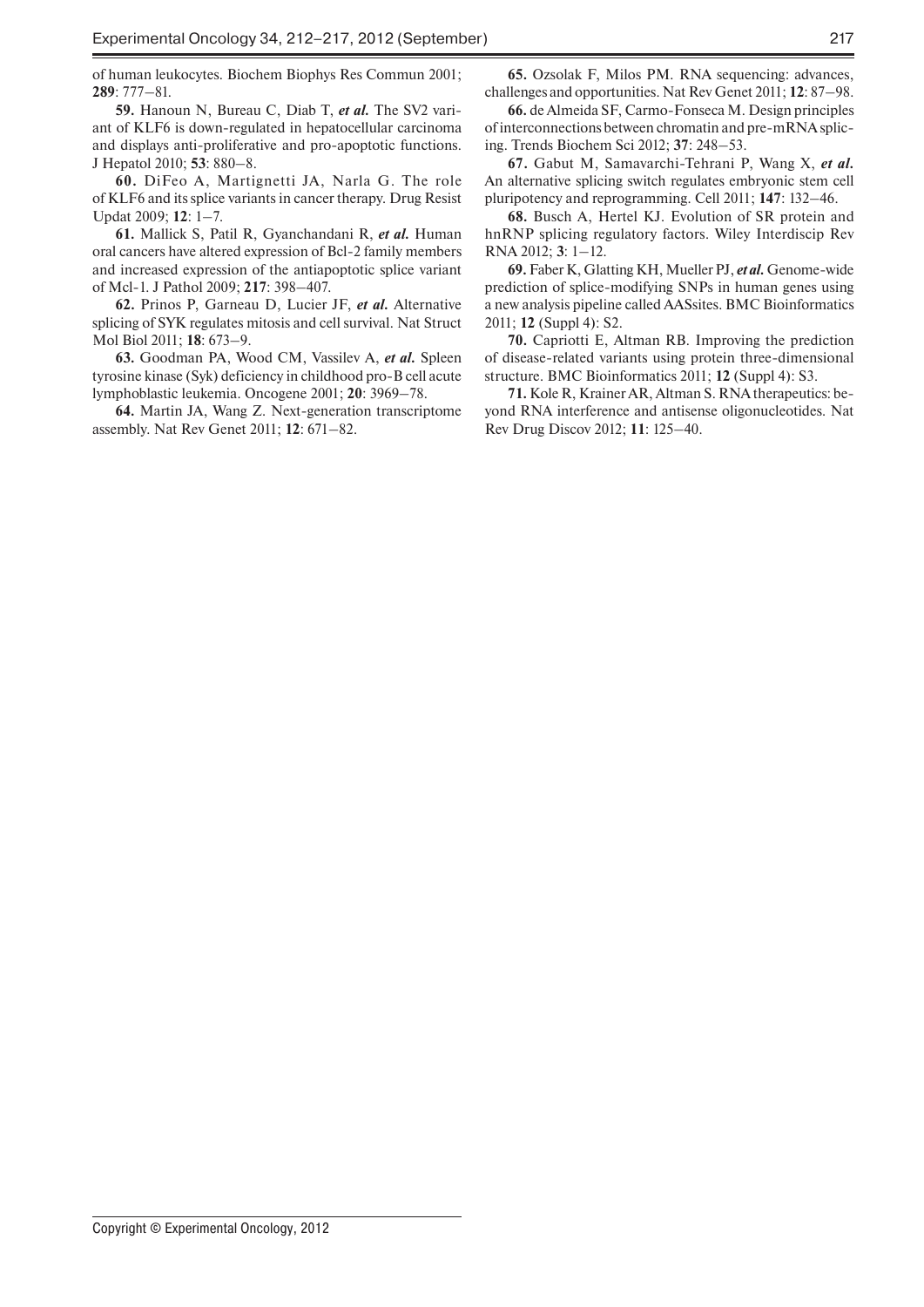of human leukocytes. Biochem Biophys Res Commun 2001; **289**: 777–81.

**59.** Hanoun N, Bureau C, Diab T, ***et al.*** The SV2 variant of KLF6 is down-regulated in hepatocellular carcinoma and displays anti-proliferative and pro-apoptotic functions. J Hepatol 2010; **53**: 880–8.

**60.** DiFeo A, Martignetti JA, Narla G. The role of KLF6 and its splice variants in cancer therapy. Drug Resist Updat 2009; **12**: 1–7.

**61.** Mallick S, Patil R, Gyanchandani R, ***et al.*** Human oral cancers have altered expression of Bcl-2 family members and increased expression of the antiapoptotic splice variant of Mcl-1. J Pathol 2009; **217**: 398–407.

**62.** Prinos P, Garneau D, Lucier JF, ***et al.*** Alternative splicing of SYK regulates mitosis and cell survival. Nat Struct Mol Biol 2011; **18**: 673–9.

**63.** Goodman PA, Wood CM, Vassilev A, ***et al.*** Spleen tyrosine kinase (Syk) deficiency in childhood pro-B cell acute lymphoblastic leukemia. Oncogene 2001; **20**: 3969–78.

**64.** Martin JA, Wang Z. Next-generation transcriptome assembly. Nat Rev Genet 2011; **12**: 671–82.

**65.** Ozsolak F, Milos PM. RNA sequencing: advances, challenges and opportunities. Nat Rev Genet 2011; **12**: 87–98.

**66.** de Almeida SF, Carmo-Fonseca M. Design principles of interconnections between chromatin and pre-mRNA splicing. Trends Biochem Sci 2012; **37**: 248–53.

**67.** Gabut M, Samavarchi-Tehrani P, Wang X, ***et al.*** An alternative splicing switch regulates embryonic stem cell pluripotency and reprogramming. Cell 2011; **147**: 132–46.

**68.** Busch A, Hertel KJ. Evolution of SR protein and hnRNP splicing regulatory factors. Wiley Interdiscip Rev RNA 2012; **3**: 1–12.

**69.** Faber K, Glatting KH, Mueller PJ, ***et al.*** Genome-wide prediction of splice-modifying SNPs in human genes using a new analysis pipeline called AASsites. BMC Bioinformatics 2011; **12** (Suppl 4): S2.

**70.** Capriotti E, Altman RB. Improving the prediction of disease-related variants using protein three-dimensional structure. BMC Bioinformatics 2011; **12** (Suppl 4): S3.

**71.** Kole R, Krainer AR, Altman S. RNA therapeutics: beyond RNA interference and antisense oligonucleotides. Nat Rev Drug Discov 2012; **11**: 125–40.

Copyright © Experimental Oncology, 2012